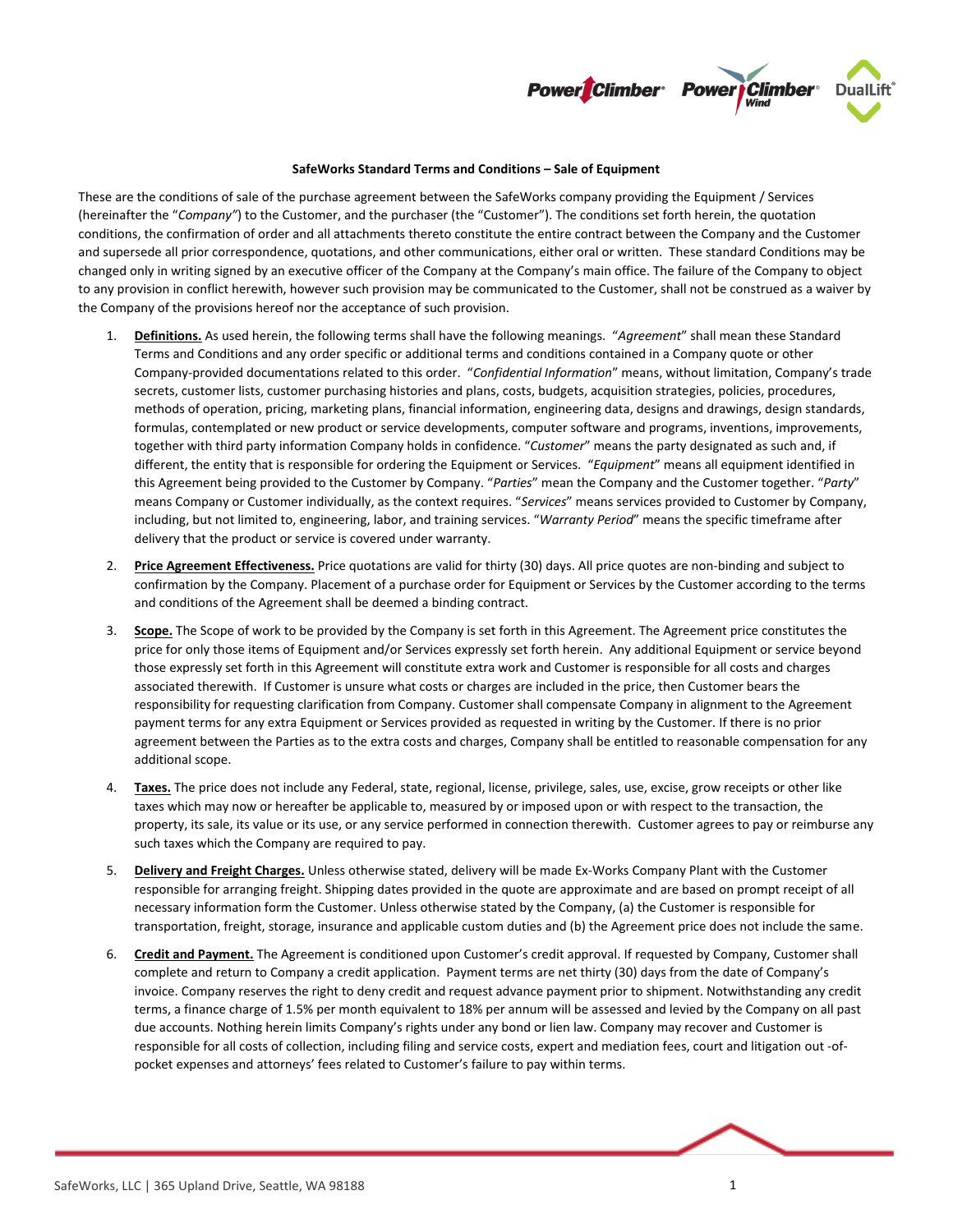## SafeWorks Standard Terms and Conditions – Sale of Equipment

These are the conditions of sale of the purchase agreement between the SafeWorks company providing the Equipment / Services (hereinafter the "*Company"*) to the Customer, and the purchaser (the "Customer"). The conditions set forth herein, the quotation conditions, the confirmation of order and all attachments thereto constitute the entire contract between the Company and the Customer and supersede all prior correspondence, quotations, and other communications, either oral or written. These standard Conditions may be changed only in writing signed by an executive officer of the Company at the Company's main office. The failure of the Company to object to any provision in conflict herewith, however such provision may be communicated to the Customer, shall not be construed as a waiver by the Company of the provisions hereof nor the acceptance of such provision.

1. **Definitions.** As used herein, the following terms shall have the following meanings. "*Agreement*" shall mean these Standard Terms and Conditions and any order specific or additional terms and conditions contained in a Company quote or other Company-provided documentations related to this order. "*Confidential Information*" means, without limitation, Company's trade secrets, customer lists, customer purchasing histories and plans, costs, budgets, acquisition strategies, policies, procedures, methods of operation, pricing, marketing plans, financial information, engineering data, designs and drawings, design standards, formulas, contemplated or new product or service developments, computer software and programs, inventions, improvements, together with third party information Company holds in confidence. "*Customer*" means the party designated as such and, if different, the entity that is responsible for ordering the Equipment or Services. "*Equipment*" means all equipment identified in this Agreement being provided to the Customer by Company. "*Parties*" mean the Company and the Customer together. "*Party*" means Company or Customer individually, as the context requires. "*Services*" means services provided to Customer by Company, including, but not limited to, engineering, labor, and training services. "*Warranty Period*" means the specific timeframe after delivery that the product or service is covered under warranty.

2. **Price Agreement Effectiveness.** Price quotations are valid for thirty (30) days. All price quotes are non-binding and subject to confirmation by the Company. Placement of a purchase order for Equipment or Services by the Customer according to the terms and conditions of the Agreement shall be deemed a binding contract.

3. **Scope.** The Scope of work to be provided by the Company is set forth in this Agreement. The Agreement price constitutes the price for only those items of Equipment and/or Services expressly set forth herein. Any additional Equipment or service beyond those expressly set forth in this Agreement will constitute extra work and Customer is responsible for all costs and charges associated therewith. If Customer is unsure what costs or charges are included in the price, then Customer bears the responsibility for requesting clarification from Company. Customer shall compensate Company in alignment to the Agreement payment terms for any extra Equipment or Services provided as requested in writing by the Customer. If there is no prior agreement between the Parties as to the extra costs and charges, Company shall be entitled to reasonable compensation for any additional scope.

4. **Taxes.** The price does not include any Federal, state, regional, license, privilege, sales, use, excise, grow receipts or other like taxes which may now or hereafter be applicable to, measured by or imposed upon or with respect to the transaction, the property, its sale, its value or its use, or any service performed in connection therewith. Customer agrees to pay or reimburse any such taxes which the Company are required to pay.

5. **Delivery and Freight Charges.** Unless otherwise stated, delivery will be made Ex-Works Company Plant with the Customer responsible for arranging freight. Shipping dates provided in the quote are approximate and are based on prompt receipt of all necessary information form the Customer. Unless otherwise stated by the Company, (a) the Customer is responsible for transportation, freight, storage, insurance and applicable custom duties and (b) the Agreement price does not include the same.

6. **Credit and Payment.** The Agreement is conditioned upon Customer's credit approval. If requested by Company, Customer shall complete and return to Company a credit application. Payment terms are net thirty (30) days from the date of Company's invoice. Company reserves the right to deny credit and request advance payment prior to shipment. Notwithstanding any credit terms, a finance charge of 1.5% per month equivalent to 18% per annum will be assessed and levied by the Company on all past due accounts. Nothing herein limits Company's rights under any bond or lien law. Company may recover and Customer is responsible for all costs of collection, including filing and service costs, expert and mediation fees, court and litigation out -of-pocket expenses and attorneys' fees related to Customer's failure to pay within terms.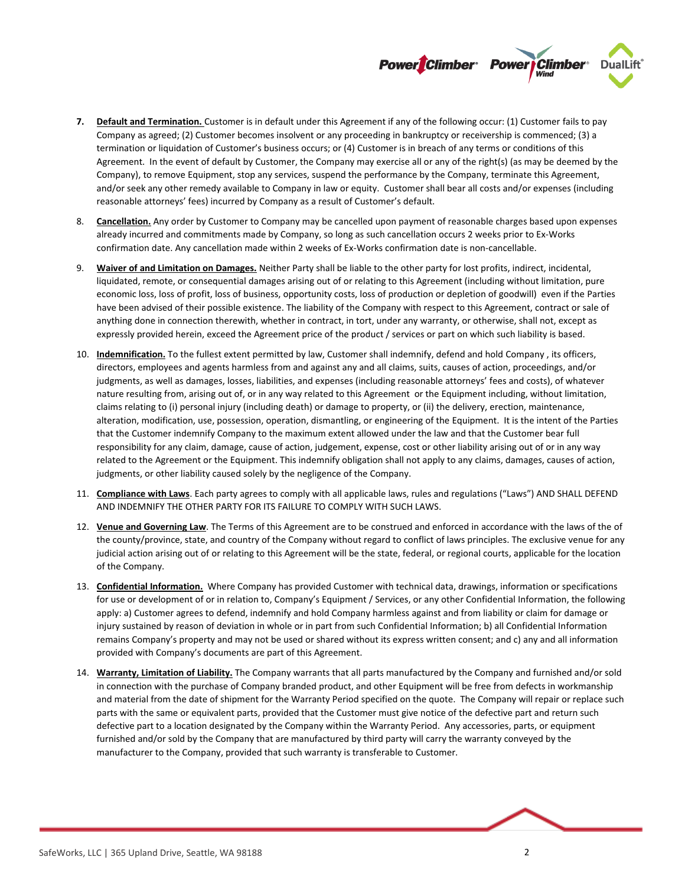7. **Default and Termination.** Customer is in default under this Agreement if any of the following occur: (1) Customer fails to pay Company as agreed; (2) Customer becomes insolvent or any proceeding in bankruptcy or receivership is commenced; (3) a termination or liquidation of Customer's business occurs; or (4) Customer is in breach of any terms or conditions of this Agreement. In the event of default by Customer, the Company may exercise all or any of the right(s) (as may be deemed by the Company), to remove Equipment, stop any services, suspend the performance by the Company, terminate this Agreement, and/or seek any other remedy available to Company in law or equity. Customer shall bear all costs and/or expenses (including reasonable attorneys' fees) incurred by Company as a result of Customer's default.

8. **Cancellation.** Any order by Customer to Company may be cancelled upon payment of reasonable charges based upon expenses already incurred and commitments made by Company, so long as such cancellation occurs 2 weeks prior to Ex-Works confirmation date. Any cancellation made within 2 weeks of Ex-Works confirmation date is non-cancellable.

9. **Waiver of and Limitation on Damages.** Neither Party shall be liable to the other party for lost profits, indirect, incidental, liquidated, remote, or consequential damages arising out of or relating to this Agreement (including without limitation, pure economic loss, loss of profit, loss of business, opportunity costs, loss of production or depletion of goodwill) even if the Parties have been advised of their possible existence. The liability of the Company with respect to this Agreement, contract or sale of anything done in connection therewith, whether in contract, in tort, under any warranty, or otherwise, shall not, except as expressly provided herein, exceed the Agreement price of the product / services or part on which such liability is based.

10. **Indemnification.** To the fullest extent permitted by law, Customer shall indemnify, defend and hold Company , its officers, directors, employees and agents harmless from and against any and all claims, suits, causes of action, proceedings, and/or judgments, as well as damages, losses, liabilities, and expenses (including reasonable attorneys' fees and costs), of whatever nature resulting from, arising out of, or in any way related to this Agreement or the Equipment including, without limitation, claims relating to (i) personal injury (including death) or damage to property, or (ii) the delivery, erection, maintenance, alteration, modification, use, possession, operation, dismantling, or engineering of the Equipment. It is the intent of the Parties that the Customer indemnify Company to the maximum extent allowed under the law and that the Customer bear full responsibility for any claim, damage, cause of action, judgement, expense, cost or other liability arising out of or in any way related to the Agreement or the Equipment. This indemnify obligation shall not apply to any claims, damages, causes of action, judgments, or other liability caused solely by the negligence of the Company.

11. **Compliance with Laws**. Each party agrees to comply with all applicable laws, rules and regulations ("Laws") AND SHALL DEFEND AND INDEMNIFY THE OTHER PARTY FOR ITS FAILURE TO COMPLY WITH SUCH LAWS.

12. **Venue and Governing Law**. The Terms of this Agreement are to be construed and enforced in accordance with the laws of the of the county/province, state, and country of the Company without regard to conflict of laws principles. The exclusive venue for any judicial action arising out of or relating to this Agreement will be the state, federal, or regional courts, applicable for the location of the Company.

13. **Confidential Information.** Where Company has provided Customer with technical data, drawings, information or specifications for use or development of or in relation to, Company's Equipment / Services, or any other Confidential Information, the following apply: a) Customer agrees to defend, indemnify and hold Company harmless against and from liability or claim for damage or injury sustained by reason of deviation in whole or in part from such Confidential Information; b) all Confidential Information remains Company's property and may not be used or shared without its express written consent; and c) any and all information provided with Company's documents are part of this Agreement.

14. **Warranty, Limitation of Liability.** The Company warrants that all parts manufactured by the Company and furnished and/or sold in connection with the purchase of Company branded product, and other Equipment will be free from defects in workmanship and material from the date of shipment for the Warranty Period specified on the quote. The Company will repair or replace such parts with the same or equivalent parts, provided that the Customer must give notice of the defective part and return such defective part to a location designated by the Company within the Warranty Period. Any accessories, parts, or equipment furnished and/or sold by the Company that are manufactured by third party will carry the warranty conveyed by the manufacturer to the Company, provided that such warranty is transferable to Customer.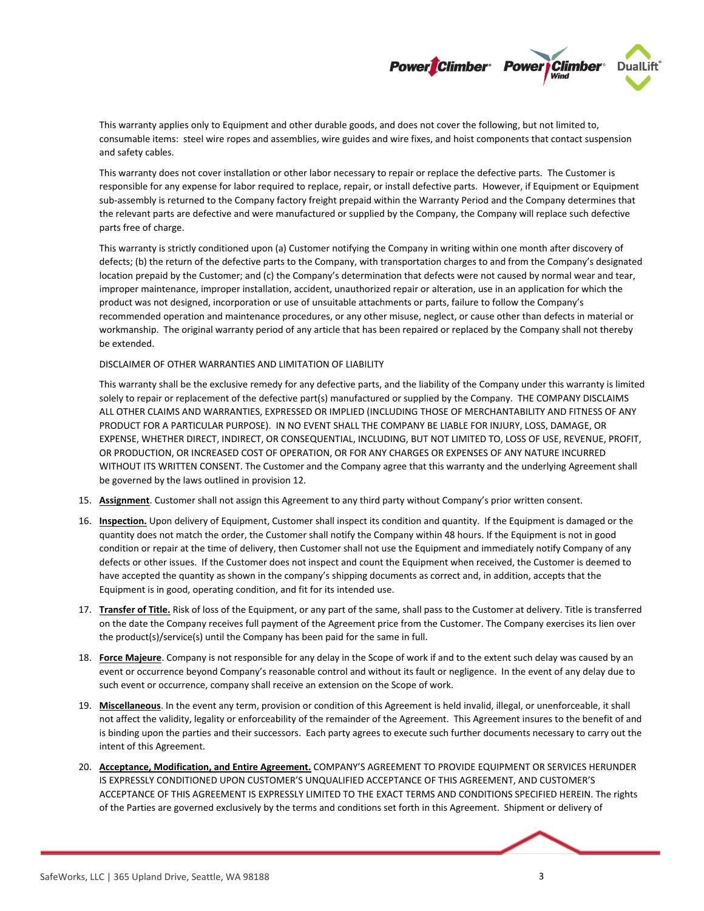This warranty applies only to Equipment and other durable goods, and does not cover the following, but not limited to, consumable items: steel wire ropes and assemblies, wire guides and wire fixes, and hoist components that contact suspension and safety cables.

This warranty does not cover installation or other labor necessary to repair or replace the defective parts. The Customer is responsible for any expense for labor required to replace, repair, or install defective parts. However, if Equipment or Equipment sub-assembly is returned to the Company factory freight prepaid within the Warranty Period and the Company determines that the relevant parts are defective and were manufactured or supplied by the Company, the Company will replace such defective parts free of charge.

This warranty is strictly conditioned upon (a) Customer notifying the Company in writing within one month after discovery of defects; (b) the return of the defective parts to the Company, with transportation charges to and from the Company's designated location prepaid by the Customer; and (c) the Company's determination that defects were not caused by normal wear and tear, improper maintenance, improper installation, accident, unauthorized repair or alteration, use in an application for which the product was not designed, incorporation or use of unsuitable attachments or parts, failure to follow the Company's recommended operation and maintenance procedures, or any other misuse, neglect, or cause other than defects in material or workmanship. The original warranty period of any article that has been repaired or replaced by the Company shall not thereby be extended.

DISCLAIMER OF OTHER WARRANTIES AND LIMITATION OF LIABILITY

This warranty shall be the exclusive remedy for any defective parts, and the liability of the Company under this warranty is limited solely to repair or replacement of the defective part(s) manufactured or supplied by the Company. THE COMPANY DISCLAIMS ALL OTHER CLAIMS AND WARRANTIES, EXPRESSED OR IMPLIED (INCLUDING THOSE OF MERCHANTABILITY AND FITNESS OF ANY PRODUCT FOR A PARTICULAR PURPOSE). IN NO EVENT SHALL THE COMPANY BE LIABLE FOR INJURY, LOSS, DAMAGE, OR EXPENSE, WHETHER DIRECT, INDIRECT, OR CONSEQUENTIAL, INCLUDING, BUT NOT LIMITED TO, LOSS OF USE, REVENUE, PROFIT, OR PRODUCTION, OR INCREASED COST OF OPERATION, OR FOR ANY CHARGES OR EXPENSES OF ANY NATURE INCURRED WITHOUT ITS WRITTEN CONSENT. The Customer and the Company agree that this warranty and the underlying Agreement shall be governed by the laws outlined in provision 12.

15. **Assignment**. Customer shall not assign this Agreement to any third party without Company's prior written consent.

16. **Inspection.** Upon delivery of Equipment, Customer shall inspect its condition and quantity. If the Equipment is damaged or the quantity does not match the order, the Customer shall notify the Company within 48 hours. If the Equipment is not in good condition or repair at the time of delivery, then Customer shall not use the Equipment and immediately notify Company of any defects or other issues. If the Customer does not inspect and count the Equipment when received, the Customer is deemed to have accepted the quantity as shown in the company's shipping documents as correct and, in addition, accepts that the Equipment is in good, operating condition, and fit for its intended use.

17. **Transfer of Title.** Risk of loss of the Equipment, or any part of the same, shall pass to the Customer at delivery. Title is transferred on the date the Company receives full payment of the Agreement price from the Customer. The Company exercises its lien over the product(s)/service(s) until the Company has been paid for the same in full.

18. **Force Majeure**. Company is not responsible for any delay in the Scope of work if and to the extent such delay was caused by an event or occurrence beyond Company's reasonable control and without its fault or negligence. In the event of any delay due to such event or occurrence, company shall receive an extension on the Scope of work.

19. **Miscellaneous**. In the event any term, provision or condition of this Agreement is held invalid, illegal, or unenforceable, it shall not affect the validity, legality or enforceability of the remainder of the Agreement. This Agreement insures to the benefit of and is binding upon the parties and their successors. Each party agrees to execute such further documents necessary to carry out the intent of this Agreement.

20. **Acceptance, Modification, and Entire Agreement.** COMPANY'S AGREEMENT TO PROVIDE EQUIPMENT OR SERVICES HEREUNDER IS EXPRESSLY CONDITIONED UPON CUSTOMER'S UNQUALIFIED ACCEPTANCE OF THIS AGREEMENT, AND CUSTOMER'S ACCEPTANCE OF THIS AGREEMENT IS EXPRESSLY LIMITED TO THE EXACT TERMS AND CONDITIONS SPECIFIED HEREIN. The rights of the Parties are governed exclusively by the terms and conditions set forth in this Agreement. Shipment or delivery of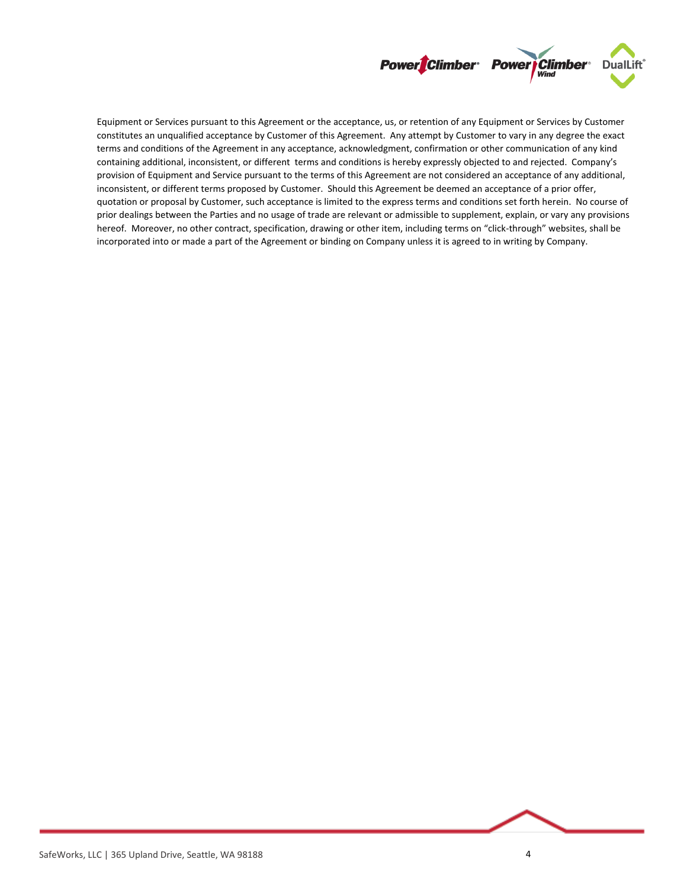Equipment or Services pursuant to this Agreement or the acceptance, us, or retention of any Equipment or Services by Customer constitutes an unqualified acceptance by Customer of this Agreement. Any attempt by Customer to vary in any degree the exact terms and conditions of the Agreement in any acceptance, acknowledgment, confirmation or other communication of any kind containing additional, inconsistent, or different terms and conditions is hereby expressly objected to and rejected. Company's provision of Equipment and Service pursuant to the terms of this Agreement are not considered an acceptance of any additional, inconsistent, or different terms proposed by Customer. Should this Agreement be deemed an acceptance of a prior offer, quotation or proposal by Customer, such acceptance is limited to the express terms and conditions set forth herein. No course of prior dealings between the Parties and no usage of trade are relevant or admissible to supplement, explain, or vary any provisions hereof. Moreover, no other contract, specification, drawing or other item, including terms on "click-through" websites, shall be incorporated into or made a part of the Agreement or binding on Company unless it is agreed to in writing by Company.